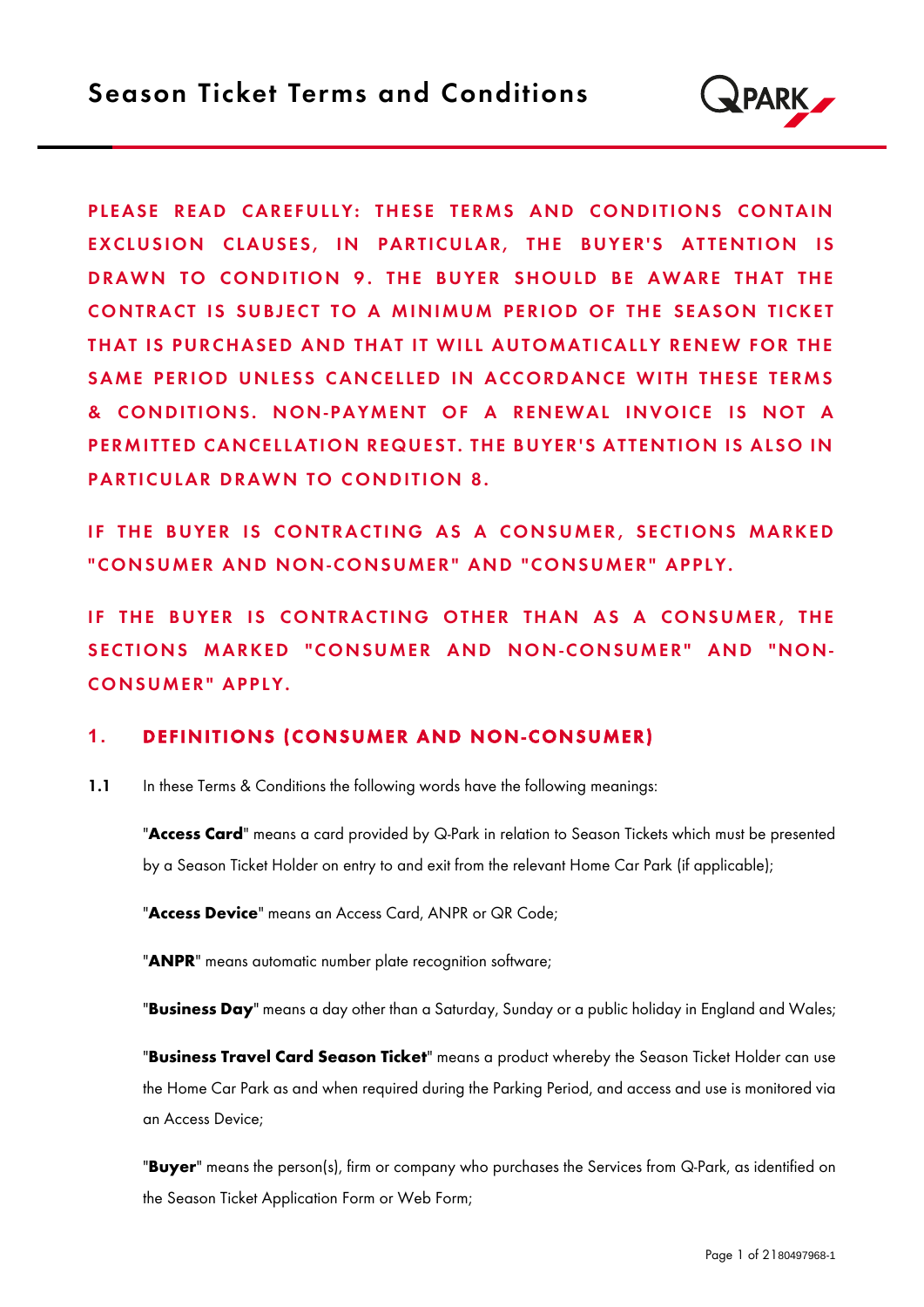# Season Ticket Terms and Conditions

**PLEASE READ CAREFULLY: THESE TERMS AND CONDITIONS CONTAIN EXCLUSION CLAUSES, IN PARTICULAR, THE BUYER'S ATTENTION IS DRAWN TO CONDITION 9. THE BUYER SHOULD BE AWARE THAT THE CONTRACT IS SUBJECT TO A MINIMUM PERIOD OF THE SEASON TICKET THAT IS PURCHASED AND THAT IT WILL AUTOMATICALLY RENEW FOR THE SAME PERIOD UNLESS CANCELLED IN ACCORDANCE WITH THESE TERMS & CONDITIONS. NON-PAYMENT OF A RENEWAL INVOICE IS NOT A PERMITTED CANCELLATION REQUEST. THE BUYER'S ATTENTION IS ALSO IN PARTICULAR DRAWN TO CONDITION 8.**

**IF THE BUYER IS CONTRACTING AS A CONSUMER, SECTIONS MARKED "CONSUMER AND NON-CONSUMER" AND "CONSUMER" APPLY.**

**IF THE BUYER IS CONTRACTING OTHER THAN AS A CONSUMER, THE SECTIONS MARKED "CONSUMER AND NON-CONSUMER" AND "NON-CONSUMER" APPLY.**

## 1. DEFINITIONS (CONSUMER AND NON-CONSUMER)

**1.1** In these Terms & Conditions the following words have the following meanings:

"**Access Card**" means a card provided by Q-Park in relation to Season Tickets which must be presented by a Season Ticket Holder on entry to and exit from the relevant Home Car Park (if applicable);

"**Access Device**" means an Access Card, ANPR or QR Code;

"**ANPR**" means automatic number plate recognition software;

"**Business Day**" means a day other than a Saturday, Sunday or a public holiday in England and Wales;

"**Business Travel Card Season Ticket**" means a product whereby the Season Ticket Holder can use the Home Car Park as and when required during the Parking Period, and access and use is monitored via an Access Device;

"**Buyer**" means the person(s), firm or company who purchases the Services from Q-Park, as identified on the Season Ticket Application Form or Web Form;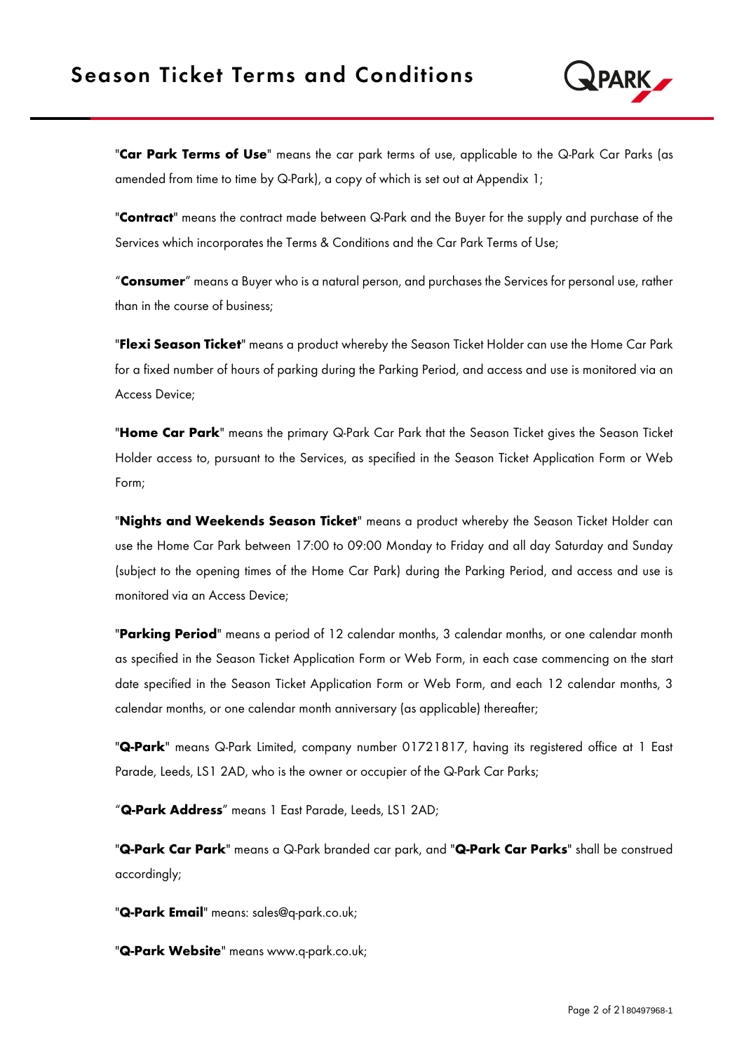"**Car Park Terms of Use**" means the car park terms of use, applicable to the Q-Park Car Parks (as amended from time to time by Q-Park), a copy of which is set out at Appendix 1;

"**Contract**" means the contract made between Q-Park and the Buyer for the supply and purchase of the Services which incorporates the Terms & Conditions and the Car Park Terms of Use;

"**Consumer**" means a Buyer who is a natural person, and purchases the Services for personal use, rather than in the course of business;

"**Flexi Season Ticket**" means a product whereby the Season Ticket Holder can use the Home Car Park for a fixed number of hours of parking during the Parking Period, and access and use is monitored via an Access Device;

"**Home Car Park**" means the primary Q-Park Car Park that the Season Ticket gives the Season Ticket Holder access to, pursuant to the Services, as specified in the Season Ticket Application Form or Web Form;

"**Nights and Weekends Season Ticket**" means a product whereby the Season Ticket Holder can use the Home Car Park between 17:00 to 09:00 Monday to Friday and all day Saturday and Sunday (subject to the opening times of the Home Car Park) during the Parking Period, and access and use is monitored via an Access Device;

"**Parking Period**" means a period of 12 calendar months, 3 calendar months, or one calendar month as specified in the Season Ticket Application Form or Web Form, in each case commencing on the start date specified in the Season Ticket Application Form or Web Form, and each 12 calendar months, 3 calendar months, or one calendar month anniversary (as applicable) thereafter;

"**Q-Park**" means Q-Park Limited, company number 01721817, having its registered office at 1 East Parade, Leeds, LS1 2AD, who is the owner or occupier of the Q-Park Car Parks;

"**Q-Park Address**" means 1 East Parade, Leeds, LS1 2AD;

"**Q-Park Car Park**" means a Q-Park branded car park, and "**Q-Park Car Parks**" shall be construed accordingly;

"**Q-Park Email**" means: sales@q-park.co.uk;

"**Q-Park Website**" means www.q-park.co.uk;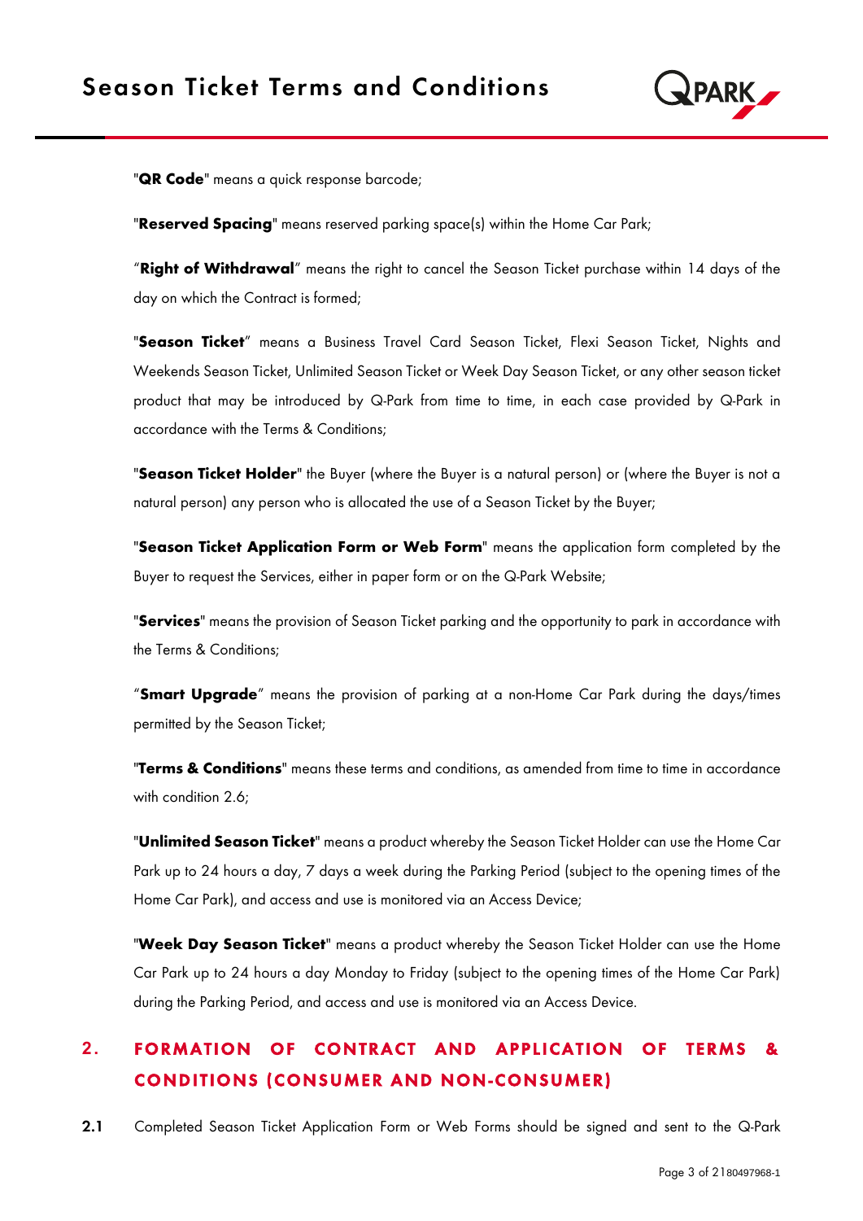"**QR Code**" means a quick response barcode;

"**Reserved Spacing**" means reserved parking space(s) within the Home Car Park;

"**Right of Withdrawal**" means the right to cancel the Season Ticket purchase within 14 days of the day on which the Contract is formed;

"**Season Ticket**" means a Business Travel Card Season Ticket, Flexi Season Ticket, Nights and Weekends Season Ticket, Unlimited Season Ticket or Week Day Season Ticket, or any other season ticket product that may be introduced by Q-Park from time to time, in each case provided by Q-Park in accordance with the Terms & Conditions;

"**Season Ticket Holder**" the Buyer (where the Buyer is a natural person) or (where the Buyer is not a natural person) any person who is allocated the use of a Season Ticket by the Buyer;

"**Season Ticket Application Form or Web Form**" means the application form completed by the Buyer to request the Services, either in paper form or on the Q-Park Website;

"**Services**" means the provision of Season Ticket parking and the opportunity to park in accordance with the Terms & Conditions;

"**Smart Upgrade**" means the provision of parking at a non-Home Car Park during the days/times permitted by the Season Ticket;

"**Terms & Conditions**" means these terms and conditions, as amended from time to time in accordance with condition 2.6;

"**Unlimited Season Ticket**" means a product whereby the Season Ticket Holder can use the Home Car Park up to 24 hours a day, 7 days a week during the Parking Period (subject to the opening times of the Home Car Park), and access and use is monitored via an Access Device;

"**Week Day Season Ticket**" means a product whereby the Season Ticket Holder can use the Home Car Park up to 24 hours a day Monday to Friday (subject to the opening times of the Home Car Park) during the Parking Period, and access and use is monitored via an Access Device.

## 2. FORMATION OF CONTRACT AND APPLICATION OF TERMS & CONDITIONS (CONSUMER AND NON-CONSUMER)

**2.1** Completed Season Ticket Application Form or Web Forms should be signed and sent to the Q-Park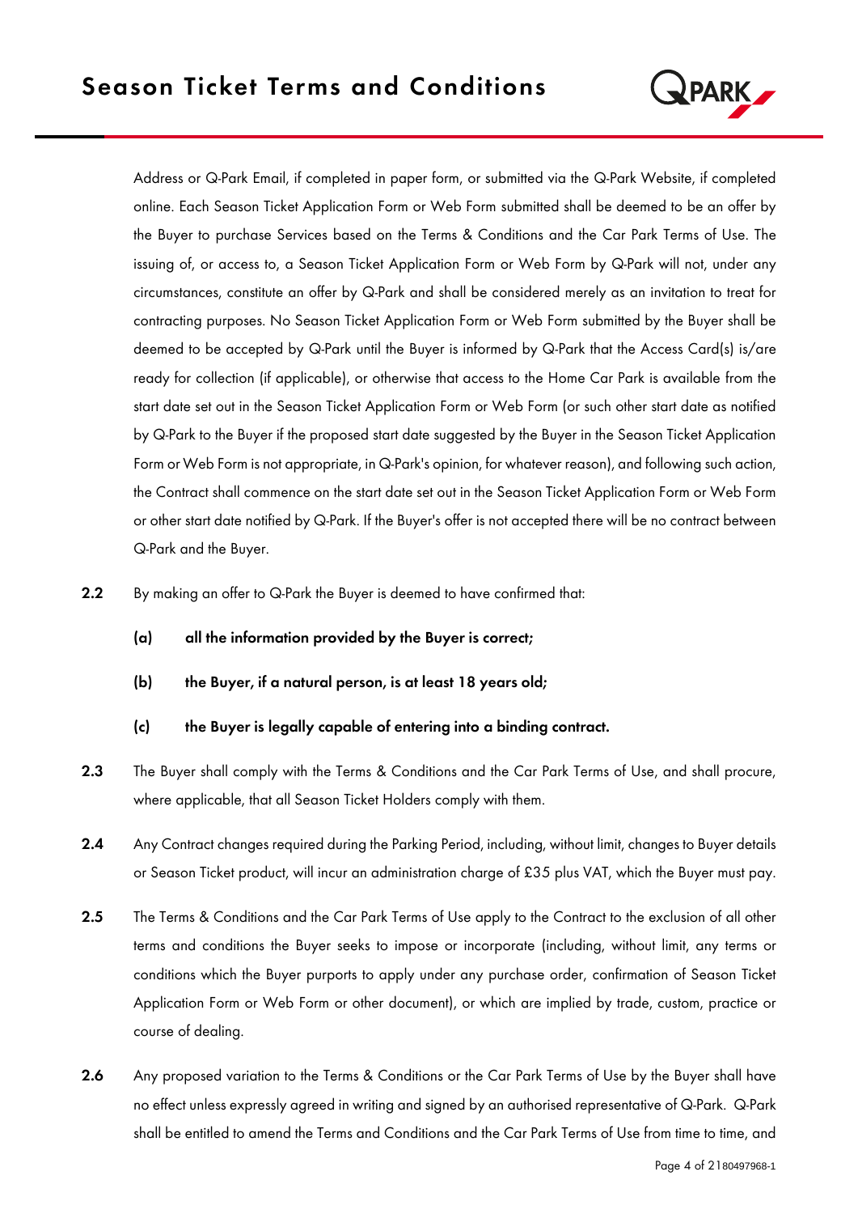Address or Q-Park Email, if completed in paper form, or submitted via the Q-Park Website, if completed online. Each Season Ticket Application Form or Web Form submitted shall be deemed to be an offer by the Buyer to purchase Services based on the Terms & Conditions and the Car Park Terms of Use. The issuing of, or access to, a Season Ticket Application Form or Web Form by Q-Park will not, under any circumstances, constitute an offer by Q-Park and shall be considered merely as an invitation to treat for contracting purposes. No Season Ticket Application Form or Web Form submitted by the Buyer shall be deemed to be accepted by Q-Park until the Buyer is informed by Q-Park that the Access Card(s) is/are ready for collection (if applicable), or otherwise that access to the Home Car Park is available from the start date set out in the Season Ticket Application Form or Web Form (or such other start date as notified by Q-Park to the Buyer if the proposed start date suggested by the Buyer in the Season Ticket Application Form or Web Form is not appropriate, in Q-Park's opinion, for whatever reason), and following such action, the Contract shall commence on the start date set out in the Season Ticket Application Form or Web Form or other start date notified by Q-Park. If the Buyer's offer is not accepted there will be no contract between Q-Park and the Buyer.

**2.2** By making an offer to Q-Park the Buyer is deemed to have confirmed that:

- **(a) all the information provided by the Buyer is correct;**
- **(b) the Buyer, if a natural person, is at least 18 years old;**
- **(c) the Buyer is legally capable of entering into a binding contract.**

**2.3** The Buyer shall comply with the Terms & Conditions and the Car Park Terms of Use, and shall procure, where applicable, that all Season Ticket Holders comply with them.

**2.4** Any Contract changes required during the Parking Period, including, without limit, changes to Buyer details or Season Ticket product, will incur an administration charge of £35 plus VAT, which the Buyer must pay.

**2.5** The Terms & Conditions and the Car Park Terms of Use apply to the Contract to the exclusion of all other terms and conditions the Buyer seeks to impose or incorporate (including, without limit, any terms or conditions which the Buyer purports to apply under any purchase order, confirmation of Season Ticket Application Form or Web Form or other document), or which are implied by trade, custom, practice or course of dealing.

**2.6** Any proposed variation to the Terms & Conditions or the Car Park Terms of Use by the Buyer shall have no effect unless expressly agreed in writing and signed by an authorised representative of Q-Park. Q-Park shall be entitled to amend the Terms and Conditions and the Car Park Terms of Use from time to time, and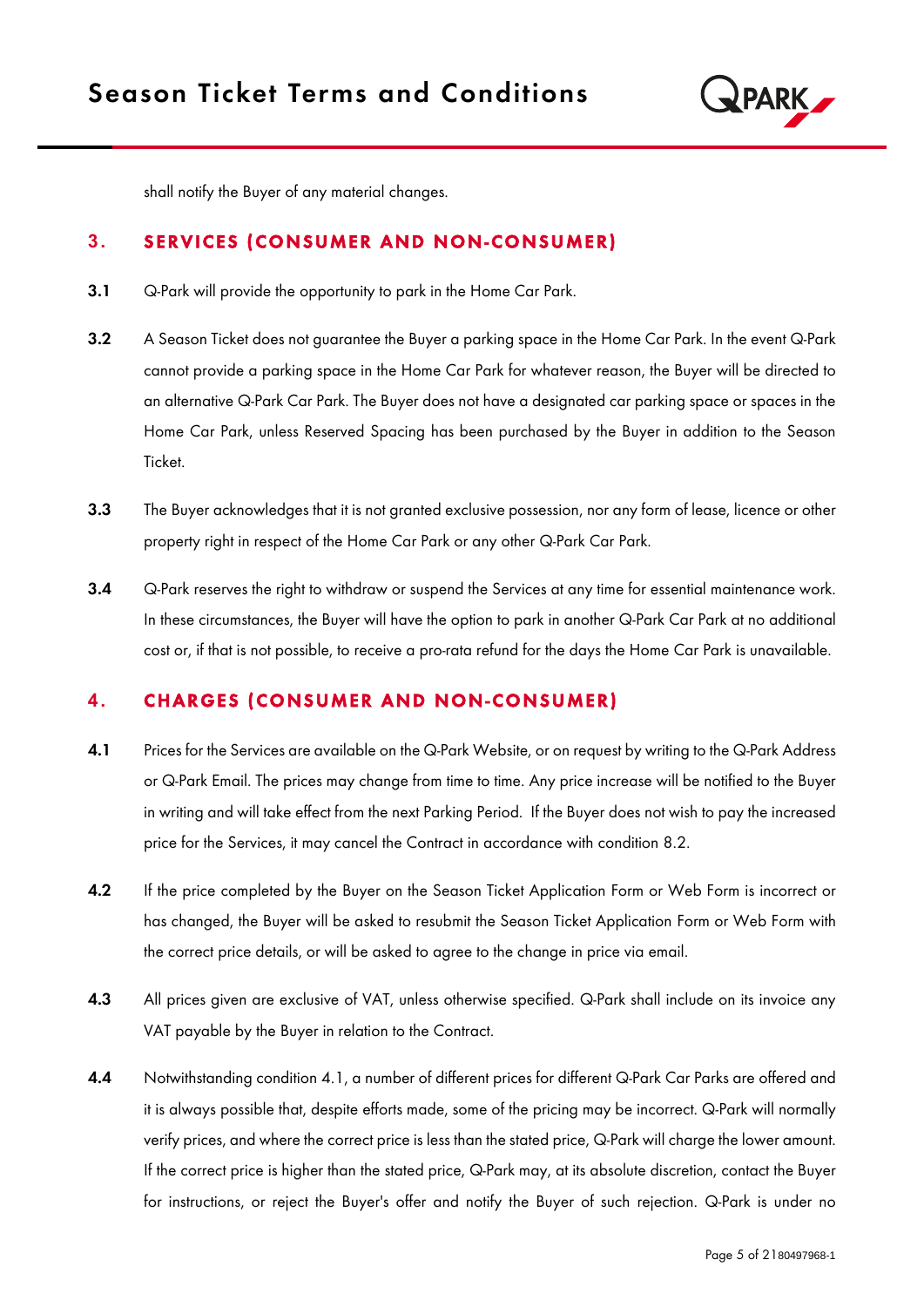shall notify the Buyer of any material changes.

## 3. SERVICES (CONSUMER AND NON-CONSUMER)

**3.1** Q-Park will provide the opportunity to park in the Home Car Park.

**3.2** A Season Ticket does not guarantee the Buyer a parking space in the Home Car Park. In the event Q-Park cannot provide a parking space in the Home Car Park for whatever reason, the Buyer will be directed to an alternative Q-Park Car Park. The Buyer does not have a designated car parking space or spaces in the Home Car Park, unless Reserved Spacing has been purchased by the Buyer in addition to the Season Ticket.

**3.3** The Buyer acknowledges that it is not granted exclusive possession, nor any form of lease, licence or other property right in respect of the Home Car Park or any other Q-Park Car Park.

**3.4** Q-Park reserves the right to withdraw or suspend the Services at any time for essential maintenance work. In these circumstances, the Buyer will have the option to park in another Q-Park Car Park at no additional cost or, if that is not possible, to receive a pro-rata refund for the days the Home Car Park is unavailable.

## 4. CHARGES (CONSUMER AND NON-CONSUMER)

**4.1** Prices for the Services are available on the Q-Park Website, or on request by writing to the Q-Park Address or Q-Park Email. The prices may change from time to time. Any price increase will be notified to the Buyer in writing and will take effect from the next Parking Period. If the Buyer does not wish to pay the increased price for the Services, it may cancel the Contract in accordance with condition 8.2.

**4.2** If the price completed by the Buyer on the Season Ticket Application Form or Web Form is incorrect or has changed, the Buyer will be asked to resubmit the Season Ticket Application Form or Web Form with the correct price details, or will be asked to agree to the change in price via email.

**4.3** All prices given are exclusive of VAT, unless otherwise specified. Q-Park shall include on its invoice any VAT payable by the Buyer in relation to the Contract.

**4.4** Notwithstanding condition 4.1, a number of different prices for different Q-Park Car Parks are offered and it is always possible that, despite efforts made, some of the pricing may be incorrect. Q-Park will normally verify prices, and where the correct price is less than the stated price, Q-Park will charge the lower amount. If the correct price is higher than the stated price, Q-Park may, at its absolute discretion, contact the Buyer for instructions, or reject the Buyer's offer and notify the Buyer of such rejection. Q-Park is under no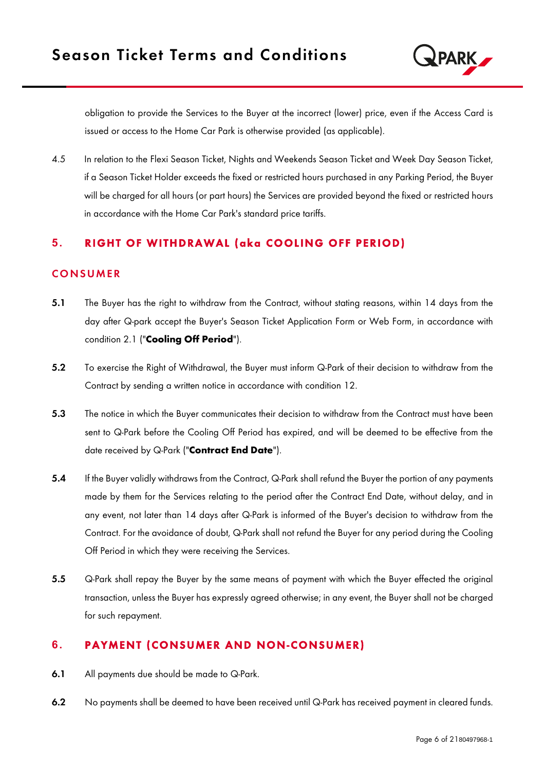obligation to provide the Services to the Buyer at the incorrect (lower) price, even if the Access Card is issued or access to the Home Car Park is otherwise provided (as applicable).

4.5 In relation to the Flexi Season Ticket, Nights and Weekends Season Ticket and Week Day Season Ticket, if a Season Ticket Holder exceeds the fixed or restricted hours purchased in any Parking Period, the Buyer will be charged for all hours (or part hours) the Services are provided beyond the fixed or restricted hours in accordance with the Home Car Park's standard price tariffs.

## 5. RIGHT OF WITHDRAWAL (aka COOLING OFF PERIOD)

### CONSUMER

**5.1** The Buyer has the right to withdraw from the Contract, without stating reasons, within 14 days from the day after Q-park accept the Buyer's Season Ticket Application Form or Web Form, in accordance with condition 2.1 ("**Cooling Off Period**").

**5.2** To exercise the Right of Withdrawal, the Buyer must inform Q-Park of their decision to withdraw from the Contract by sending a written notice in accordance with condition 12.

**5.3** The notice in which the Buyer communicates their decision to withdraw from the Contract must have been sent to Q-Park before the Cooling Off Period has expired, and will be deemed to be effective from the date received by Q-Park ("**Contract End Date**").

**5.4** If the Buyer validly withdraws from the Contract, Q-Park shall refund the Buyer the portion of any payments made by them for the Services relating to the period after the Contract End Date, without delay, and in any event, not later than 14 days after Q-Park is informed of the Buyer's decision to withdraw from the Contract. For the avoidance of doubt, Q-Park shall not refund the Buyer for any period during the Cooling Off Period in which they were receiving the Services.

**5.5** Q-Park shall repay the Buyer by the same means of payment with which the Buyer effected the original transaction, unless the Buyer has expressly agreed otherwise; in any event, the Buyer shall not be charged for such repayment.

## 6. PAYMENT (CONSUMER AND NON-CONSUMER)

**6.1** All payments due should be made to Q-Park.

**6.2** No payments shall be deemed to have been received until Q-Park has received payment in cleared funds.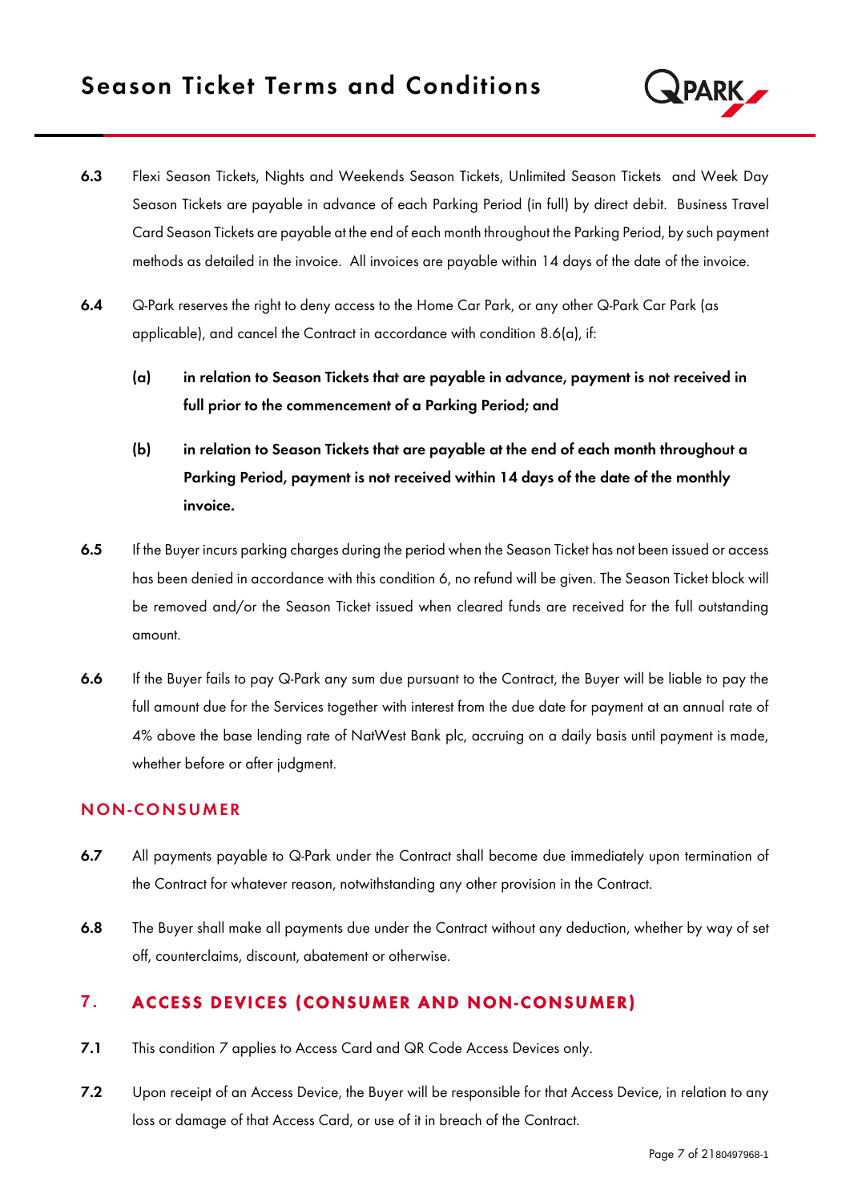**6.3** Flexi Season Tickets, Nights and Weekends Season Tickets, Unlimited Season Tickets and Week Day Season Tickets are payable in advance of each Parking Period (in full) by direct debit. Business Travel Card Season Tickets are payable at the end of each month throughout the Parking Period, by such payment methods as detailed in the invoice. All invoices are payable within 14 days of the date of the invoice.

**6.4** Q-Park reserves the right to deny access to the Home Car Park, or any other Q-Park Car Park (as applicable), and cancel the Contract in accordance with condition 8.6(a), if:

**(a)** **in relation to Season Tickets that are payable in advance, payment is not received in full prior to the commencement of a Parking Period; and**

**(b)** **in relation to Season Tickets that are payable at the end of each month throughout a Parking Period, payment is not received within 14 days of the date of the monthly invoice.**

**6.5** If the Buyer incurs parking charges during the period when the Season Ticket has not been issued or access has been denied in accordance with this condition 6, no refund will be given. The Season Ticket block will be removed and/or the Season Ticket issued when cleared funds are received for the full outstanding amount.

**6.6** If the Buyer fails to pay Q-Park any sum due pursuant to the Contract, the Buyer will be liable to pay the full amount due for the Services together with interest from the due date for payment at an annual rate of 4% above the base lending rate of NatWest Bank plc, accruing on a daily basis until payment is made, whether before or after judgment.

## NON-CONSUMER

**6.7** All payments payable to Q-Park under the Contract shall become due immediately upon termination of the Contract for whatever reason, notwithstanding any other provision in the Contract.

**6.8** The Buyer shall make all payments due under the Contract without any deduction, whether by way of set off, counterclaims, discount, abatement or otherwise.

## 7. ACCESS DEVICES (CONSUMER AND NON-CONSUMER)

**7.1** This condition 7 applies to Access Card and QR Code Access Devices only.

**7.2** Upon receipt of an Access Device, the Buyer will be responsible for that Access Device, in relation to any loss or damage of that Access Card, or use of it in breach of the Contract.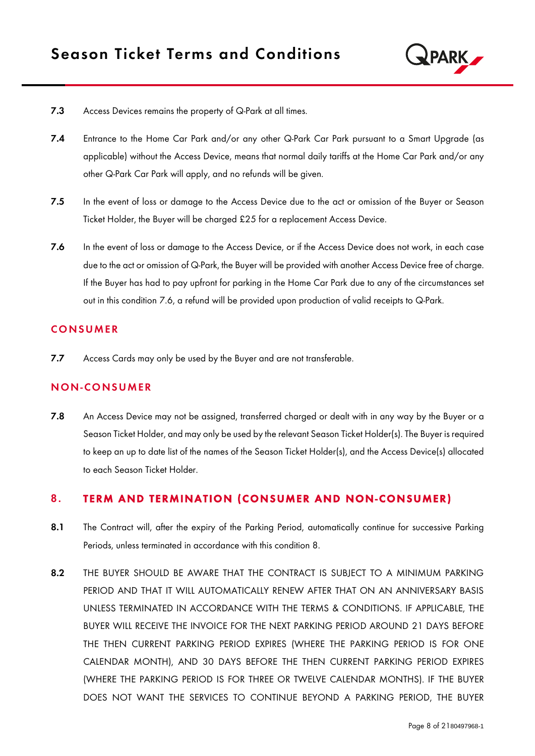**7.3** Access Devices remains the property of Q-Park at all times.

**7.4** Entrance to the Home Car Park and/or any other Q-Park Car Park pursuant to a Smart Upgrade (as applicable) without the Access Device, means that normal daily tariffs at the Home Car Park and/or any other Q-Park Car Park will apply, and no refunds will be given.

**7.5** In the event of loss or damage to the Access Device due to the act or omission of the Buyer or Season Ticket Holder, the Buyer will be charged £25 for a replacement Access Device.

**7.6** In the event of loss or damage to the Access Device, or if the Access Device does not work, in each case due to the act or omission of Q-Park, the Buyer will be provided with another Access Device free of charge. If the Buyer has had to pay upfront for parking in the Home Car Park due to any of the circumstances set out in this condition 7.6, a refund will be provided upon production of valid receipts to Q-Park.

### CONSUMER

**7.7** Access Cards may only be used by the Buyer and are not transferable.

### NON-CONSUMER

**7.8** An Access Device may not be assigned, transferred charged or dealt with in any way by the Buyer or a Season Ticket Holder, and may only be used by the relevant Season Ticket Holder(s). The Buyer is required to keep an up to date list of the names of the Season Ticket Holder(s), and the Access Device(s) allocated to each Season Ticket Holder.

## 8. TERM AND TERMINATION (CONSUMER AND NON-CONSUMER)

**8.1** The Contract will, after the expiry of the Parking Period, automatically continue for successive Parking Periods, unless terminated in accordance with this condition 8.

**8.2** THE BUYER SHOULD BE AWARE THAT THE CONTRACT IS SUBJECT TO A MINIMUM PARKING PERIOD AND THAT IT WILL AUTOMATICALLY RENEW AFTER THAT ON AN ANNIVERSARY BASIS UNLESS TERMINATED IN ACCORDANCE WITH THE TERMS & CONDITIONS. IF APPLICABLE, THE BUYER WILL RECEIVE THE INVOICE FOR THE NEXT PARKING PERIOD AROUND 21 DAYS BEFORE THE THEN CURRENT PARKING PERIOD EXPIRES (WHERE THE PARKING PERIOD IS FOR ONE CALENDAR MONTH), AND 30 DAYS BEFORE THE THEN CURRENT PARKING PERIOD EXPIRES (WHERE THE PARKING PERIOD IS FOR THREE OR TWELVE CALENDAR MONTHS). IF THE BUYER DOES NOT WANT THE SERVICES TO CONTINUE BEYOND A PARKING PERIOD, THE BUYER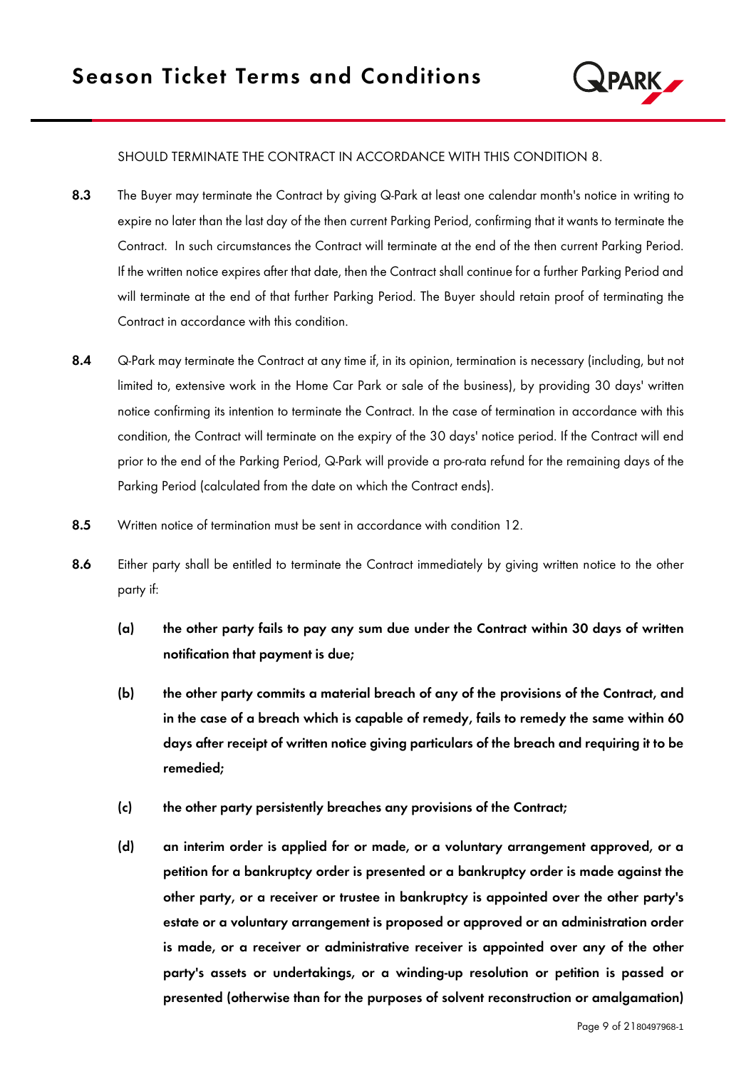SHOULD TERMINATE THE CONTRACT IN ACCORDANCE WITH THIS CONDITION 8.

**8.3** The Buyer may terminate the Contract by giving Q-Park at least one calendar month's notice in writing to expire no later than the last day of the then current Parking Period, confirming that it wants to terminate the Contract. In such circumstances the Contract will terminate at the end of the then current Parking Period. If the written notice expires after that date, then the Contract shall continue for a further Parking Period and will terminate at the end of that further Parking Period. The Buyer should retain proof of terminating the Contract in accordance with this condition.

**8.4** Q-Park may terminate the Contract at any time if, in its opinion, termination is necessary (including, but not limited to, extensive work in the Home Car Park or sale of the business), by providing 30 days' written notice confirming its intention to terminate the Contract. In the case of termination in accordance with this condition, the Contract will terminate on the expiry of the 30 days' notice period. If the Contract will end prior to the end of the Parking Period, Q-Park will provide a pro-rata refund for the remaining days of the Parking Period (calculated from the date on which the Contract ends).

**8.5** Written notice of termination must be sent in accordance with condition 12.

**8.6** Either party shall be entitled to terminate the Contract immediately by giving written notice to the other party if:

**(a)** **the other party fails to pay any sum due under the Contract within 30 days of written notification that payment is due;**

**(b)** **the other party commits a material breach of any of the provisions of the Contract, and in the case of a breach which is capable of remedy, fails to remedy the same within 60 days after receipt of written notice giving particulars of the breach and requiring it to be remedied;**

**(c)** **the other party persistently breaches any provisions of the Contract;**

**(d)** **an interim order is applied for or made, or a voluntary arrangement approved, or a petition for a bankruptcy order is presented or a bankruptcy order is made against the other party, or a receiver or trustee in bankruptcy is appointed over the other party's estate or a voluntary arrangement is proposed or approved or an administration order is made, or a receiver or administrative receiver is appointed over any of the other party's assets or undertakings, or a winding-up resolution or petition is passed or presented (otherwise than for the purposes of solvent reconstruction or amalgamation)**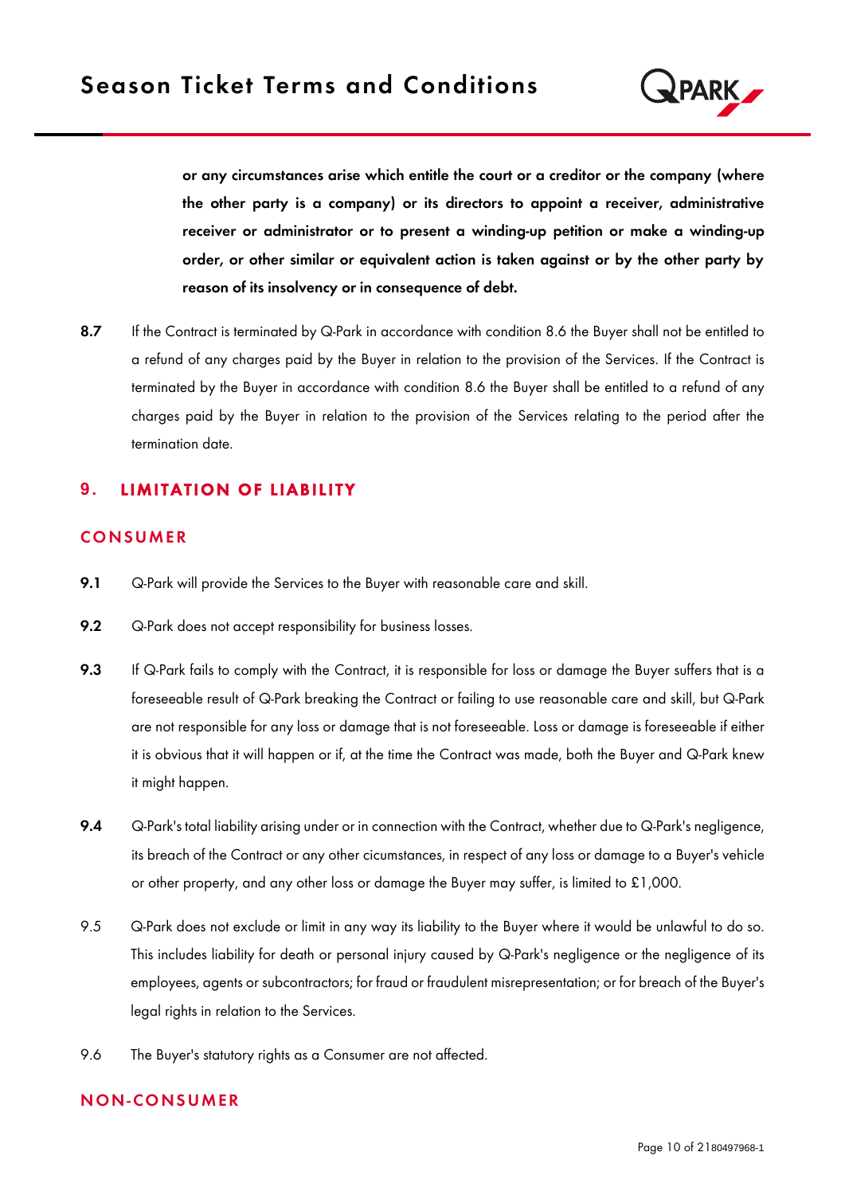**or any circumstances arise which entitle the court or a creditor or the company (where the other party is a company) or its directors to appoint a receiver, administrative receiver or administrator or to present a winding-up petition or make a winding-up order, or other similar or equivalent action is taken against or by the other party by reason of its insolvency or in consequence of debt.**

**8.7** If the Contract is terminated by Q-Park in accordance with condition 8.6 the Buyer shall not be entitled to a refund of any charges paid by the Buyer in relation to the provision of the Services. If the Contract is terminated by the Buyer in accordance with condition 8.6 the Buyer shall be entitled to a refund of any charges paid by the Buyer in relation to the provision of the Services relating to the period after the termination date.

## 9. LIMITATION OF LIABILITY

### CONSUMER

**9.1** Q-Park will provide the Services to the Buyer with reasonable care and skill.

**9.2** Q-Park does not accept responsibility for business losses.

**9.3** If Q-Park fails to comply with the Contract, it is responsible for loss or damage the Buyer suffers that is a foreseeable result of Q-Park breaking the Contract or failing to use reasonable care and skill, but Q-Park are not responsible for any loss or damage that is not foreseeable. Loss or damage is foreseeable if either it is obvious that it will happen or if, at the time the Contract was made, both the Buyer and Q-Park knew it might happen.

**9.4** Q-Park's total liability arising under or in connection with the Contract, whether due to Q-Park's negligence, its breach of the Contract or any other cicumstances, in respect of any loss or damage to a Buyer's vehicle or other property, and any other loss or damage the Buyer may suffer, is limited to £1,000.

9.5 Q-Park does not exclude or limit in any way its liability to the Buyer where it would be unlawful to do so. This includes liability for death or personal injury caused by Q-Park's negligence or the negligence of its employees, agents or subcontractors; for fraud or fraudulent misrepresentation; or for breach of the Buyer's legal rights in relation to the Services.

9.6 The Buyer's statutory rights as a Consumer are not affected.

### NON-CONSUMER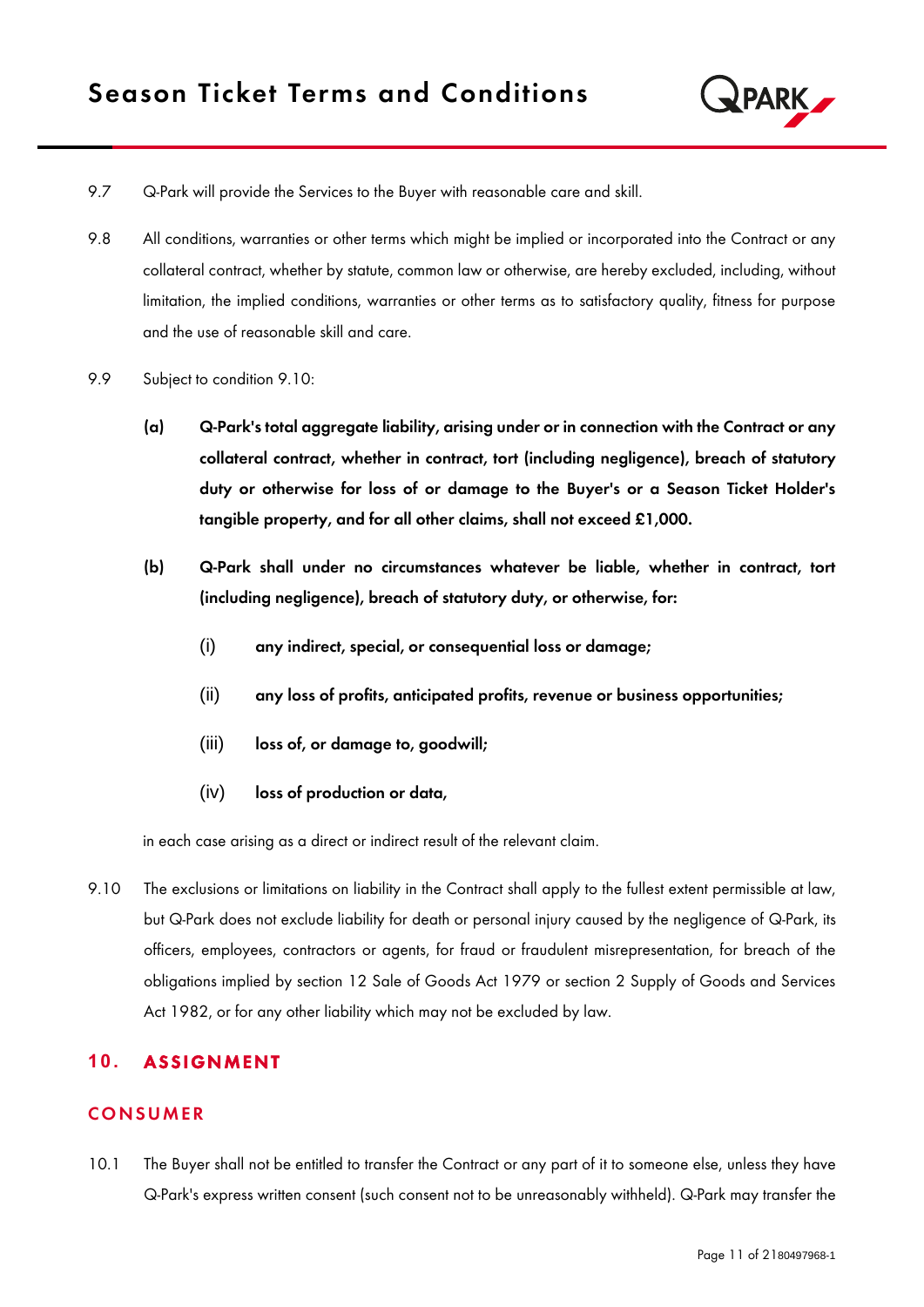9.7 Q-Park will provide the Services to the Buyer with reasonable care and skill.

9.8 All conditions, warranties or other terms which might be implied or incorporated into the Contract or any collateral contract, whether by statute, common law or otherwise, are hereby excluded, including, without limitation, the implied conditions, warranties or other terms as to satisfactory quality, fitness for purpose and the use of reasonable skill and care.

9.9 Subject to condition 9.10:

**(a) Q-Park's total aggregate liability, arising under or in connection with the Contract or any collateral contract, whether in contract, tort (including negligence), breach of statutory duty or otherwise for loss of or damage to the Buyer's or a Season Ticket Holder's tangible property, and for all other claims, shall not exceed £1,000.**

**(b) Q-Park shall under no circumstances whatever be liable, whether in contract, tort (including negligence), breach of statutory duty, or otherwise, for:**

(i) **any indirect, special, or consequential loss or damage;**

(ii) **any loss of profits, anticipated profits, revenue or business opportunities;**

(iii) **loss of, or damage to, goodwill;**

(iv) **loss of production or data,**

in each case arising as a direct or indirect result of the relevant claim.

9.10 The exclusions or limitations on liability in the Contract shall apply to the fullest extent permissible at law, but Q-Park does not exclude liability for death or personal injury caused by the negligence of Q-Park, its officers, employees, contractors or agents, for fraud or fraudulent misrepresentation, for breach of the obligations implied by section 12 Sale of Goods Act 1979 or section 2 Supply of Goods and Services Act 1982, or for any other liability which may not be excluded by law.

## 10. ASSIGNMENT

### CONSUMER

10.1 The Buyer shall not be entitled to transfer the Contract or any part of it to someone else, unless they have Q-Park's express written consent (such consent not to be unreasonably withheld). Q-Park may transfer the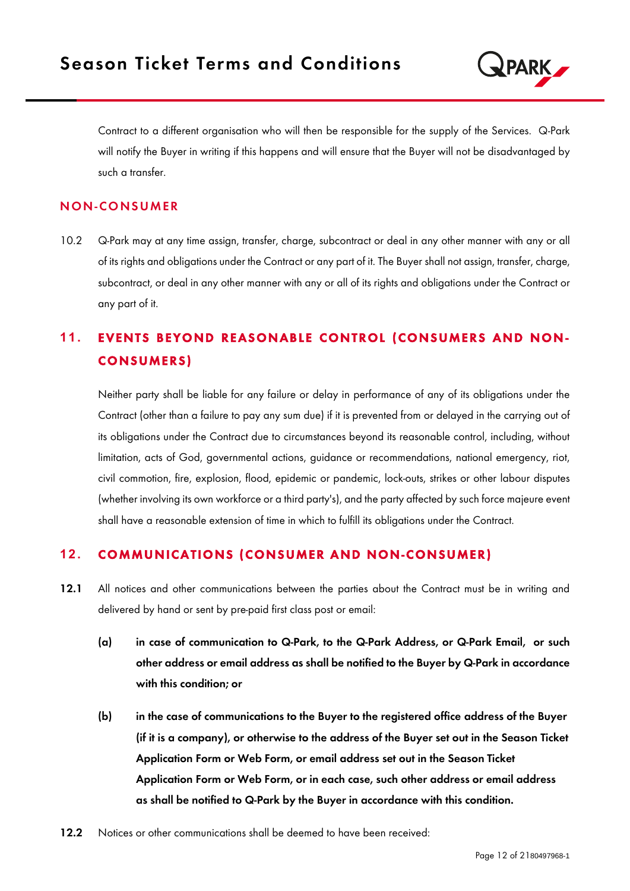Contract to a different organisation who will then be responsible for the supply of the Services. Q-Park will notify the Buyer in writing if this happens and will ensure that the Buyer will not be disadvantaged by such a transfer.

### NON-CONSUMER

10.2 Q-Park may at any time assign, transfer, charge, subcontract or deal in any other manner with any or all of its rights and obligations under the Contract or any part of it. The Buyer shall not assign, transfer, charge, subcontract, or deal in any other manner with any or all of its rights and obligations under the Contract or any part of it.

## 11. EVENTS BEYOND REASONABLE CONTROL (CONSUMERS AND NON-CONSUMERS)

Neither party shall be liable for any failure or delay in performance of any of its obligations under the Contract (other than a failure to pay any sum due) if it is prevented from or delayed in the carrying out of its obligations under the Contract due to circumstances beyond its reasonable control, including, without limitation, acts of God, governmental actions, guidance or recommendations, national emergency, riot, civil commotion, fire, explosion, flood, epidemic or pandemic, lock-outs, strikes or other labour disputes (whether involving its own workforce or a third party's), and the party affected by such force majeure event shall have a reasonable extension of time in which to fulfill its obligations under the Contract.

## 12. COMMUNICATIONS (CONSUMER AND NON-CONSUMER)

**12.1** All notices and other communications between the parties about the Contract must be in writing and delivered by hand or sent by pre-paid first class post or email:

**(a)** **in case of communication to Q-Park, to the Q-Park Address, or Q-Park Email, or such other address or email address as shall be notified to the Buyer by Q-Park in accordance with this condition; or**

**(b)** **in the case of communications to the Buyer to the registered office address of the Buyer (if it is a company), or otherwise to the address of the Buyer set out in the Season Ticket Application Form or Web Form, or email address set out in the Season Ticket Application Form or Web Form, or in each case, such other address or email address as shall be notified to Q-Park by the Buyer in accordance with this condition.**

**12.2** Notices or other communications shall be deemed to have been received: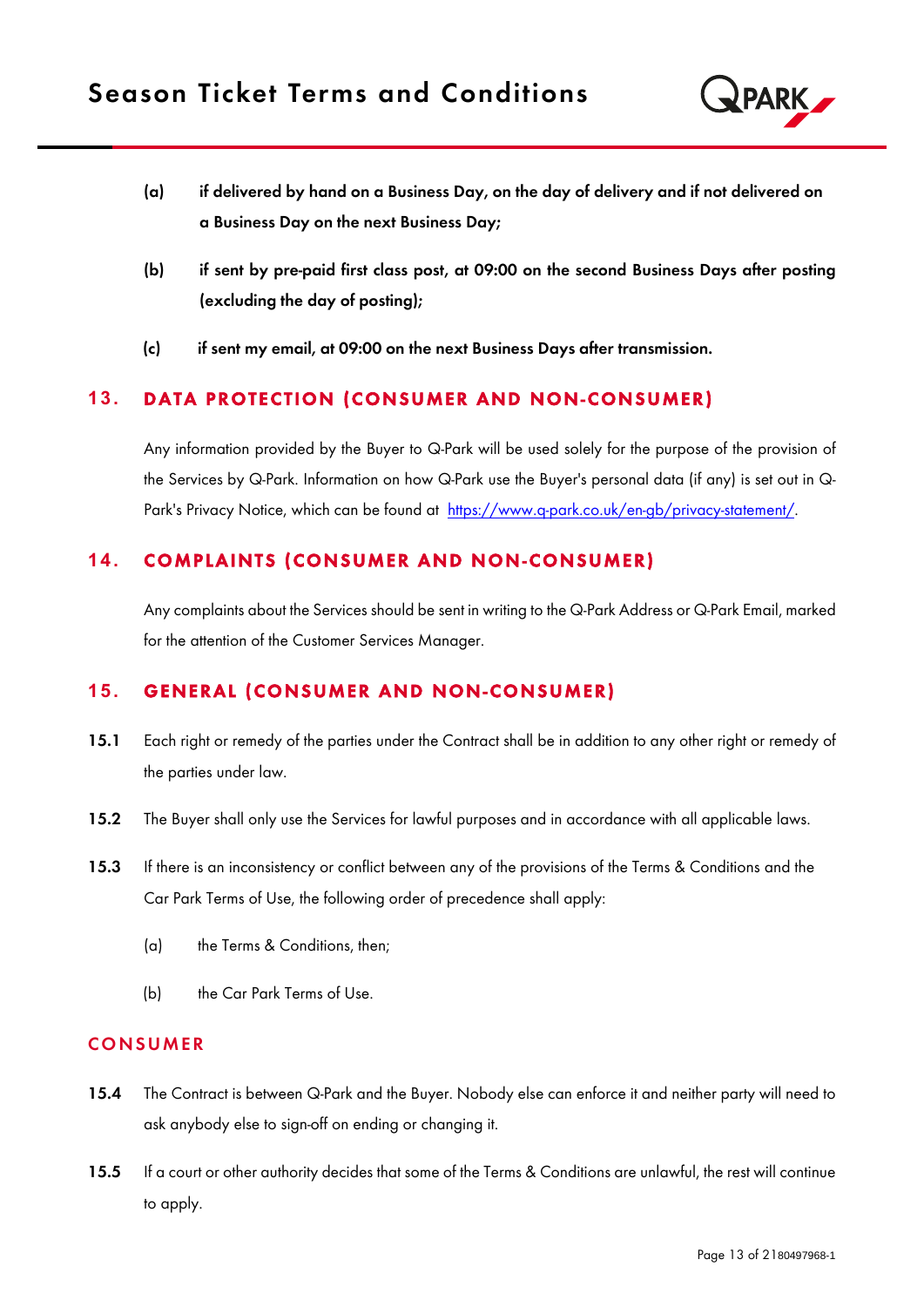**(a)** **if delivered by hand on a Business Day, on the day of delivery and if not delivered on a Business Day on the next Business Day;**

**(b)** **if sent by pre-paid first class post, at 09:00 on the second Business Days after posting (excluding the day of posting);**

**(c)** **if sent my email, at 09:00 on the next Business Days after transmission.**

## 13. DATA PROTECTION (CONSUMER AND NON-CONSUMER)

Any information provided by the Buyer to Q-Park will be used solely for the purpose of the provision of the Services by Q-Park. Information on how Q-Park use the Buyer's personal data (if any) is set out in Q-Park's Privacy Notice, which can be found at [https://www.q-park.co.uk/en-gb/privacy-statement/](https://www.q-park.co.uk/en-gb/privacy-statement/).

## 14. COMPLAINTS (CONSUMER AND NON-CONSUMER)

Any complaints about the Services should be sent in writing to the Q-Park Address or Q-Park Email, marked for the attention of the Customer Services Manager.

## 15. GENERAL (CONSUMER AND NON-CONSUMER)

**15.1** Each right or remedy of the parties under the Contract shall be in addition to any other right or remedy of the parties under law.

**15.2** The Buyer shall only use the Services for lawful purposes and in accordance with all applicable laws.

**15.3** If there is an inconsistency or conflict between any of the provisions of the Terms & Conditions and the Car Park Terms of Use, the following order of precedence shall apply:

(a) the Terms & Conditions, then;

(b) the Car Park Terms of Use.

### CONSUMER

**15.4** The Contract is between Q-Park and the Buyer. Nobody else can enforce it and neither party will need to ask anybody else to sign-off on ending or changing it.

**15.5** If a court or other authority decides that some of the Terms & Conditions are unlawful, the rest will continue to apply.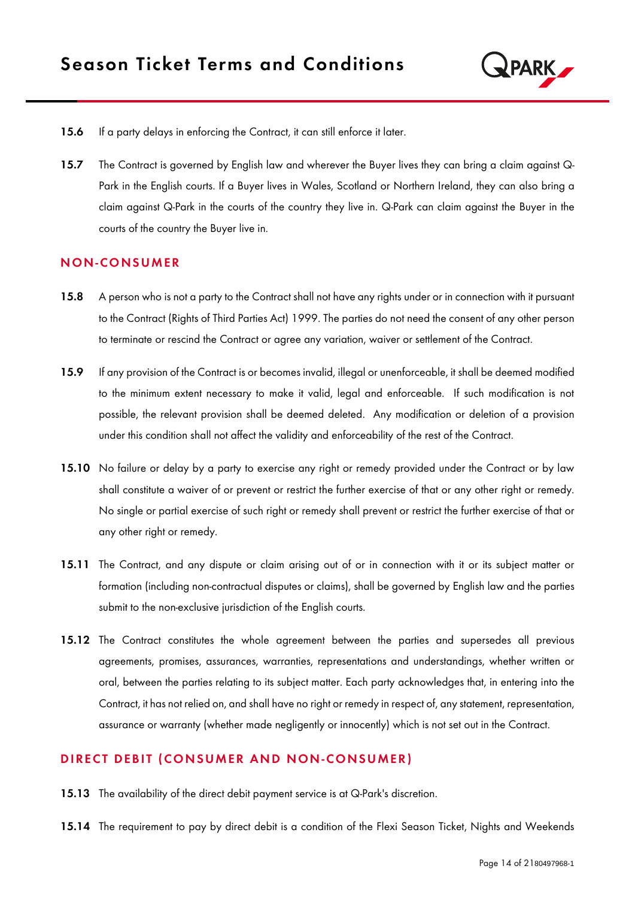**15.6** If a party delays in enforcing the Contract, it can still enforce it later.

**15.7** The Contract is governed by English law and wherever the Buyer lives they can bring a claim against Q-Park in the English courts. If a Buyer lives in Wales, Scotland or Northern Ireland, they can also bring a claim against Q-Park in the courts of the country they live in. Q-Park can claim against the Buyer in the courts of the country the Buyer live in.

## NON-CONSUMER

**15.8** A person who is not a party to the Contract shall not have any rights under or in connection with it pursuant to the Contract (Rights of Third Parties Act) 1999. The parties do not need the consent of any other person to terminate or rescind the Contract or agree any variation, waiver or settlement of the Contract.

**15.9** If any provision of the Contract is or becomes invalid, illegal or unenforceable, it shall be deemed modified to the minimum extent necessary to make it valid, legal and enforceable. If such modification is not possible, the relevant provision shall be deemed deleted. Any modification or deletion of a provision under this condition shall not affect the validity and enforceability of the rest of the Contract.

**15.10** No failure or delay by a party to exercise any right or remedy provided under the Contract or by law shall constitute a waiver of or prevent or restrict the further exercise of that or any other right or remedy. No single or partial exercise of such right or remedy shall prevent or restrict the further exercise of that or any other right or remedy.

**15.11** The Contract, and any dispute or claim arising out of or in connection with it or its subject matter or formation (including non-contractual disputes or claims), shall be governed by English law and the parties submit to the non-exclusive jurisdiction of the English courts.

**15.12** The Contract constitutes the whole agreement between the parties and supersedes all previous agreements, promises, assurances, warranties, representations and understandings, whether written or oral, between the parties relating to its subject matter. Each party acknowledges that, in entering into the Contract, it has not relied on, and shall have no right or remedy in respect of, any statement, representation, assurance or warranty (whether made negligently or innocently) which is not set out in the Contract.

## DIRECT DEBIT (CONSUMER AND NON-CONSUMER)

**15.13** The availability of the direct debit payment service is at Q-Park's discretion.

**15.14** The requirement to pay by direct debit is a condition of the Flexi Season Ticket, Nights and Weekends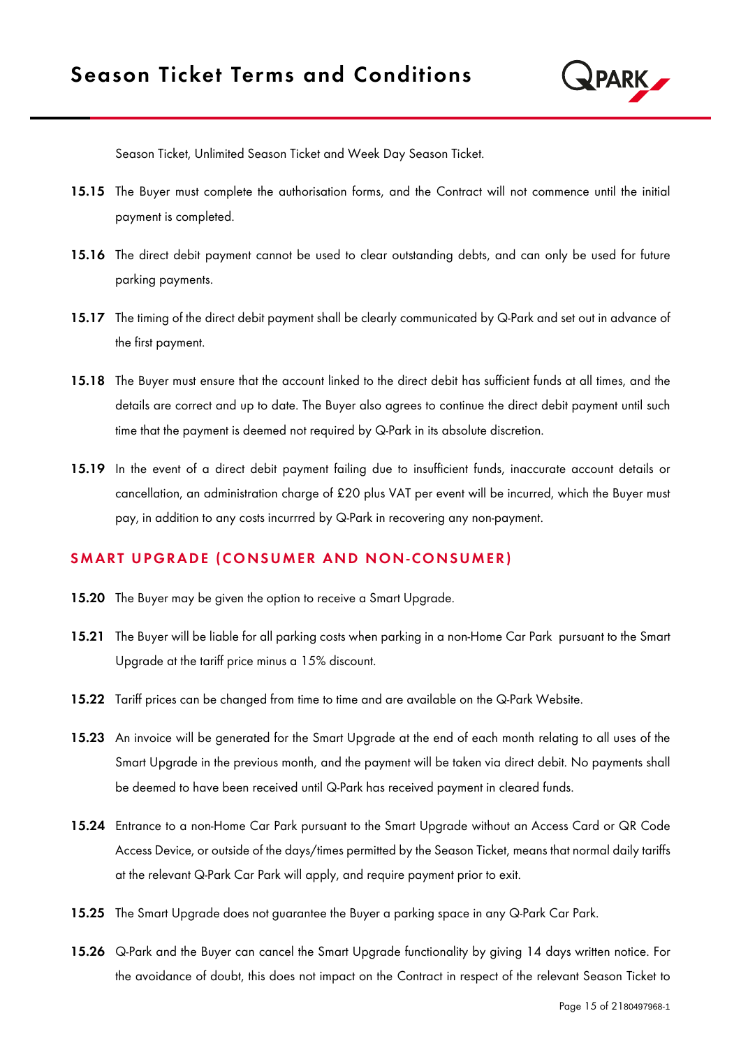Season Ticket, Unlimited Season Ticket and Week Day Season Ticket.

**15.15** The Buyer must complete the authorisation forms, and the Contract will not commence until the initial payment is completed.

**15.16** The direct debit payment cannot be used to clear outstanding debts, and can only be used for future parking payments.

**15.17** The timing of the direct debit payment shall be clearly communicated by Q-Park and set out in advance of the first payment.

**15.18** The Buyer must ensure that the account linked to the direct debit has sufficient funds at all times, and the details are correct and up to date. The Buyer also agrees to continue the direct debit payment until such time that the payment is deemed not required by Q-Park in its absolute discretion.

**15.19** In the event of a direct debit payment failing due to insufficient funds, inaccurate account details or cancellation, an administration charge of £20 plus VAT per event will be incurred, which the Buyer must pay, in addition to any costs incurrred by Q-Park in recovering any non-payment.

## SMART UPGRADE (CONSUMER AND NON-CONSUMER)

**15.20** The Buyer may be given the option to receive a Smart Upgrade.

**15.21** The Buyer will be liable for all parking costs when parking in a non-Home Car Park pursuant to the Smart Upgrade at the tariff price minus a 15% discount.

**15.22** Tariff prices can be changed from time to time and are available on the Q-Park Website.

**15.23** An invoice will be generated for the Smart Upgrade at the end of each month relating to all uses of the Smart Upgrade in the previous month, and the payment will be taken via direct debit. No payments shall be deemed to have been received until Q-Park has received payment in cleared funds.

**15.24** Entrance to a non-Home Car Park pursuant to the Smart Upgrade without an Access Card or QR Code Access Device, or outside of the days/times permitted by the Season Ticket, means that normal daily tariffs at the relevant Q-Park Car Park will apply, and require payment prior to exit.

**15.25** The Smart Upgrade does not guarantee the Buyer a parking space in any Q-Park Car Park.

**15.26** Q-Park and the Buyer can cancel the Smart Upgrade functionality by giving 14 days written notice. For the avoidance of doubt, this does not impact on the Contract in respect of the relevant Season Ticket to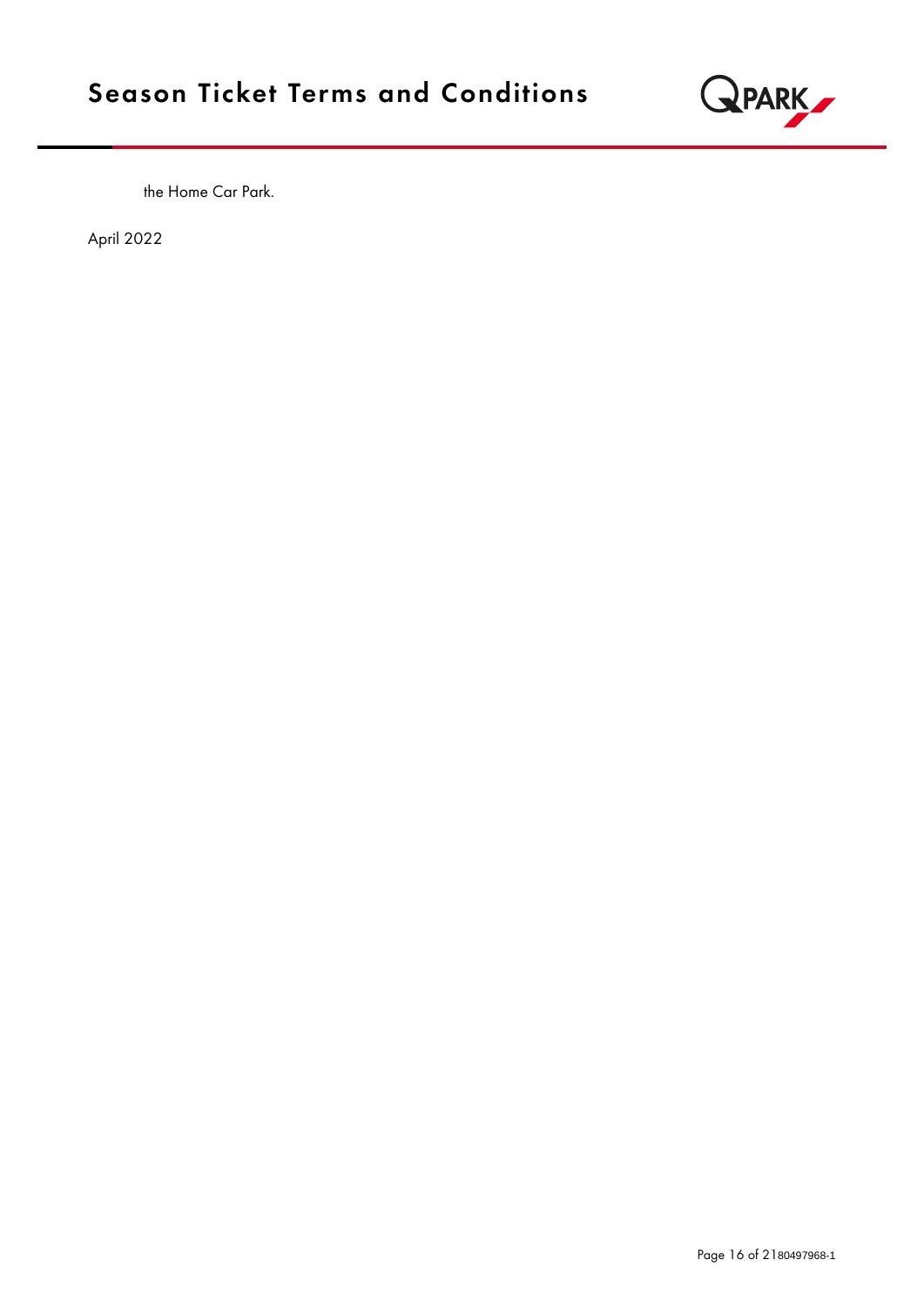the Home Car Park.

April 2022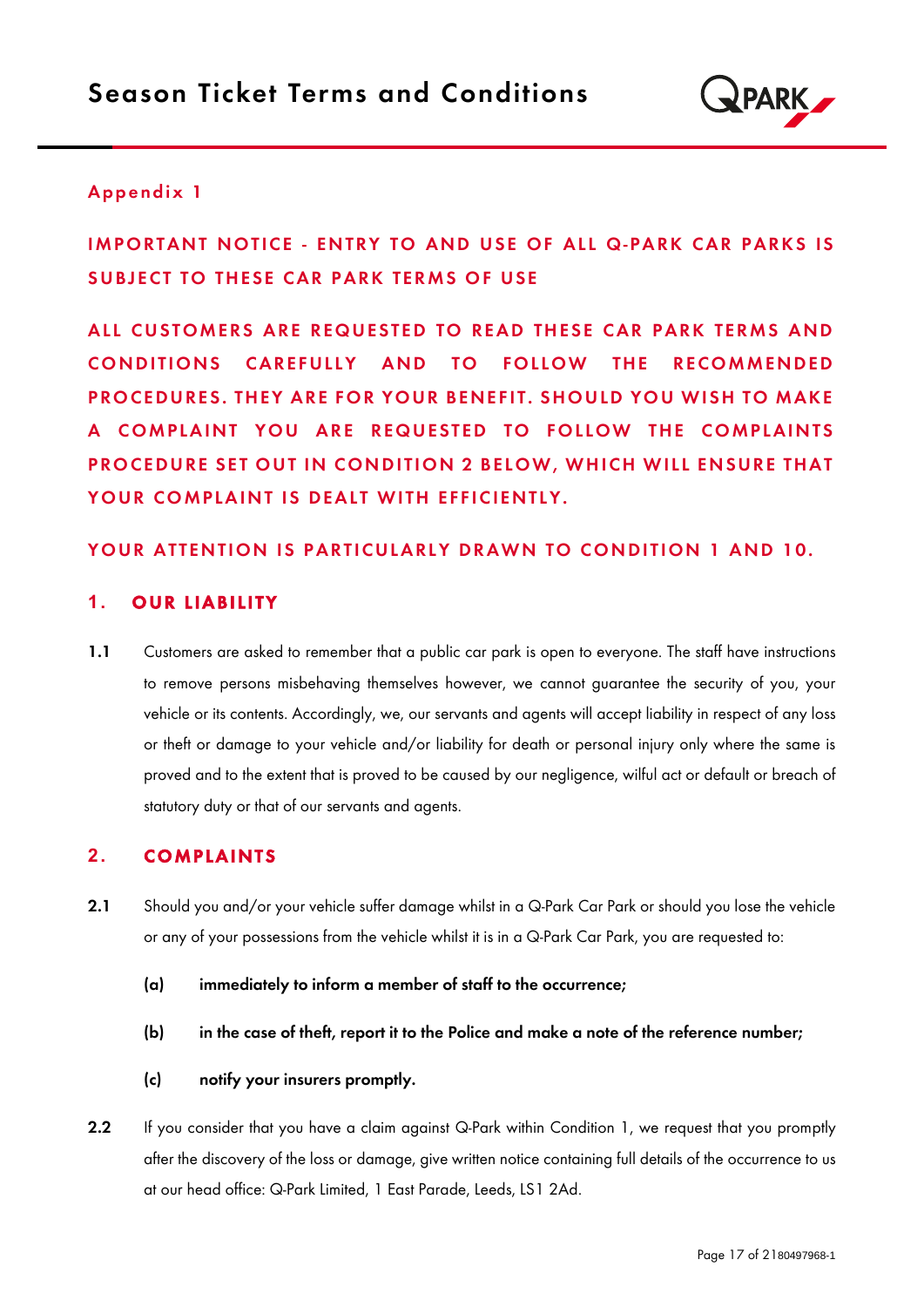# Season Ticket Terms and Conditions

## Appendix 1

**IMPORTANT NOTICE - ENTRY TO AND USE OF ALL Q-PARK CAR PARKS IS SUBJECT TO THESE CAR PARK TERMS OF USE**

**ALL CUSTOMERS ARE REQUESTED TO READ THESE CAR PARK TERMS AND CONDITIONS CAREFULLY AND TO FOLLOW THE RECOMMENDED PROCEDURES. THEY ARE FOR YOUR BENEFIT. SHOULD YOU WISH TO MAKE A COMPLAINT YOU ARE REQUESTED TO FOLLOW THE COMPLAINTS PROCEDURE SET OUT IN CONDITION 2 BELOW, WHICH WILL ENSURE THAT YOUR COMPLAINT IS DEALT WITH EFFICIENTLY.**

**YOUR ATTENTION IS PARTICULARLY DRAWN TO CONDITION 1 AND 10.**

### 1. OUR LIABILITY

**1.1** Customers are asked to remember that a public car park is open to everyone. The staff have instructions to remove persons misbehaving themselves however, we cannot guarantee the security of you, your vehicle or its contents. Accordingly, we, our servants and agents will accept liability in respect of any loss or theft or damage to your vehicle and/or liability for death or personal injury only where the same is proved and to the extent that is proved to be caused by our negligence, wilful act or default or breach of statutory duty or that of our servants and agents.

### 2. COMPLAINTS

**2.1** Should you and/or your vehicle suffer damage whilst in a Q-Park Car Park or should you lose the vehicle or any of your possessions from the vehicle whilst it is in a Q-Park Car Park, you are requested to:

- **(a)** **immediately to inform a member of staff to the occurrence;**
- **(b)** **in the case of theft, report it to the Police and make a note of the reference number;**
- **(c)** **notify your insurers promptly.**

**2.2** If you consider that you have a claim against Q-Park within Condition 1, we request that you promptly after the discovery of the loss or damage, give written notice containing full details of the occurrence to us at our head office: Q-Park Limited, 1 East Parade, Leeds, LS1 2Ad.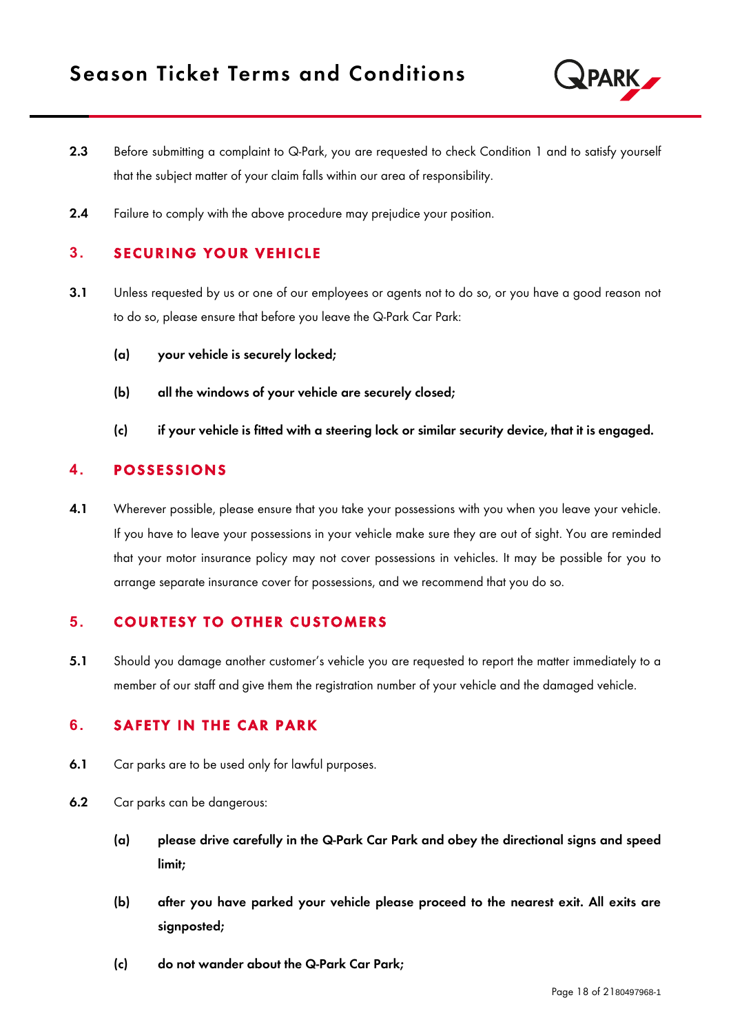**2.3** Before submitting a complaint to Q-Park, you are requested to check Condition 1 and to satisfy yourself that the subject matter of your claim falls within our area of responsibility.

**2.4** Failure to comply with the above procedure may prejudice your position.

## 3. SECURING YOUR VEHICLE

**3.1** Unless requested by us or one of our employees or agents not to do so, or you have a good reason not to do so, please ensure that before you leave the Q-Park Car Park:

**(a) your vehicle is securely locked;**

**(b) all the windows of your vehicle are securely closed;**

**(c) if your vehicle is fitted with a steering lock or similar security device, that it is engaged.**

## 4. POSSESSIONS

**4.1** Wherever possible, please ensure that you take your possessions with you when you leave your vehicle. If you have to leave your possessions in your vehicle make sure they are out of sight. You are reminded that your motor insurance policy may not cover possessions in vehicles. It may be possible for you to arrange separate insurance cover for possessions, and we recommend that you do so.

## 5. COURTESY TO OTHER CUSTOMERS

**5.1** Should you damage another customer's vehicle you are requested to report the matter immediately to a member of our staff and give them the registration number of your vehicle and the damaged vehicle.

## 6. SAFETY IN THE CAR PARK

**6.1** Car parks are to be used only for lawful purposes.

**6.2** Car parks can be dangerous:

**(a) please drive carefully in the Q-Park Car Park and obey the directional signs and speed limit;**

**(b) after you have parked your vehicle please proceed to the nearest exit. All exits are signposted;**

**(c) do not wander about the Q-Park Car Park;**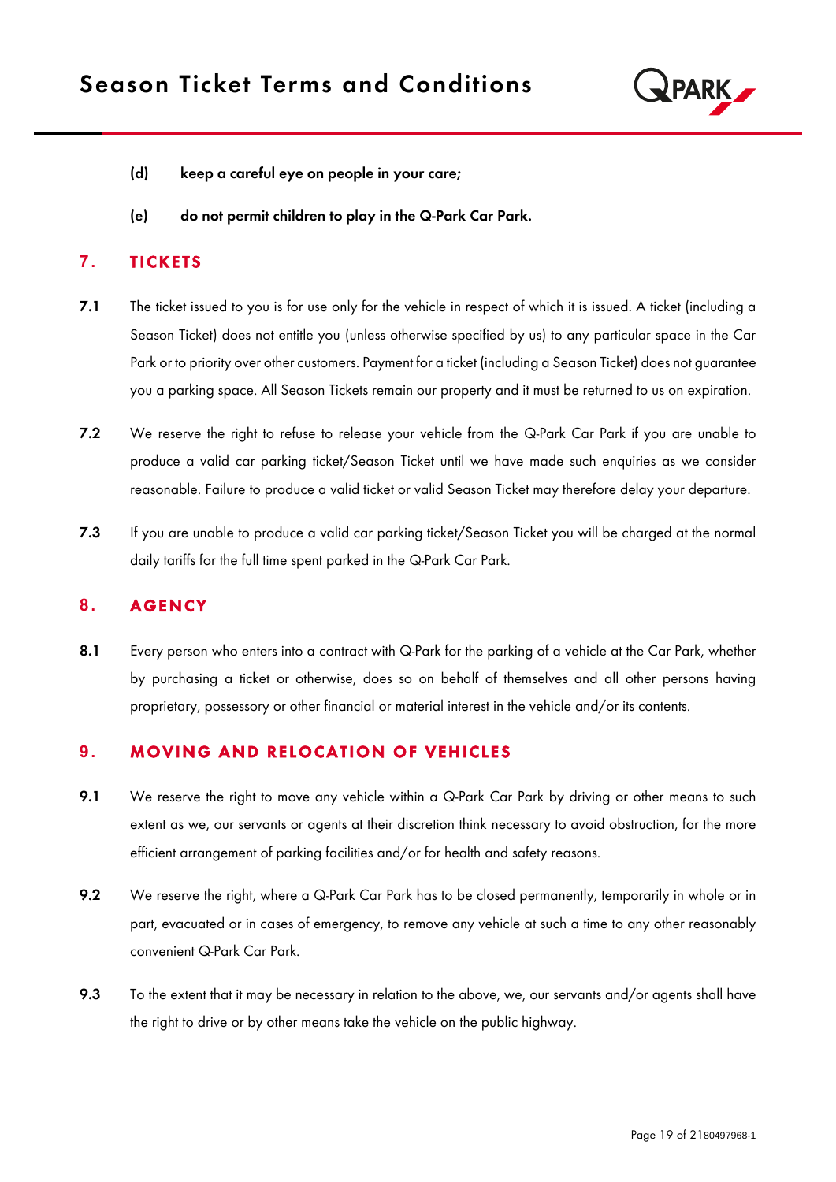**(d) keep a careful eye on people in your care;**

**(e) do not permit children to play in the Q-Park Car Park.**

## 7. TICKETS

**7.1** The ticket issued to you is for use only for the vehicle in respect of which it is issued. A ticket (including a Season Ticket) does not entitle you (unless otherwise specified by us) to any particular space in the Car Park or to priority over other customers. Payment for a ticket (including a Season Ticket) does not guarantee you a parking space. All Season Tickets remain our property and it must be returned to us on expiration.

**7.2** We reserve the right to refuse to release your vehicle from the Q-Park Car Park if you are unable to produce a valid car parking ticket/Season Ticket until we have made such enquiries as we consider reasonable. Failure to produce a valid ticket or valid Season Ticket may therefore delay your departure.

**7.3** If you are unable to produce a valid car parking ticket/Season Ticket you will be charged at the normal daily tariffs for the full time spent parked in the Q-Park Car Park.

## 8. AGENCY

**8.1** Every person who enters into a contract with Q-Park for the parking of a vehicle at the Car Park, whether by purchasing a ticket or otherwise, does so on behalf of themselves and all other persons having proprietary, possessory or other financial or material interest in the vehicle and/or its contents.

## 9. MOVING AND RELOCATION OF VEHICLES

**9.1** We reserve the right to move any vehicle within a Q-Park Car Park by driving or other means to such extent as we, our servants or agents at their discretion think necessary to avoid obstruction, for the more efficient arrangement of parking facilities and/or for health and safety reasons.

**9.2** We reserve the right, where a Q-Park Car Park has to be closed permanently, temporarily in whole or in part, evacuated or in cases of emergency, to remove any vehicle at such a time to any other reasonably convenient Q-Park Car Park.

**9.3** To the extent that it may be necessary in relation to the above, we, our servants and/or agents shall have the right to drive or by other means take the vehicle on the public highway.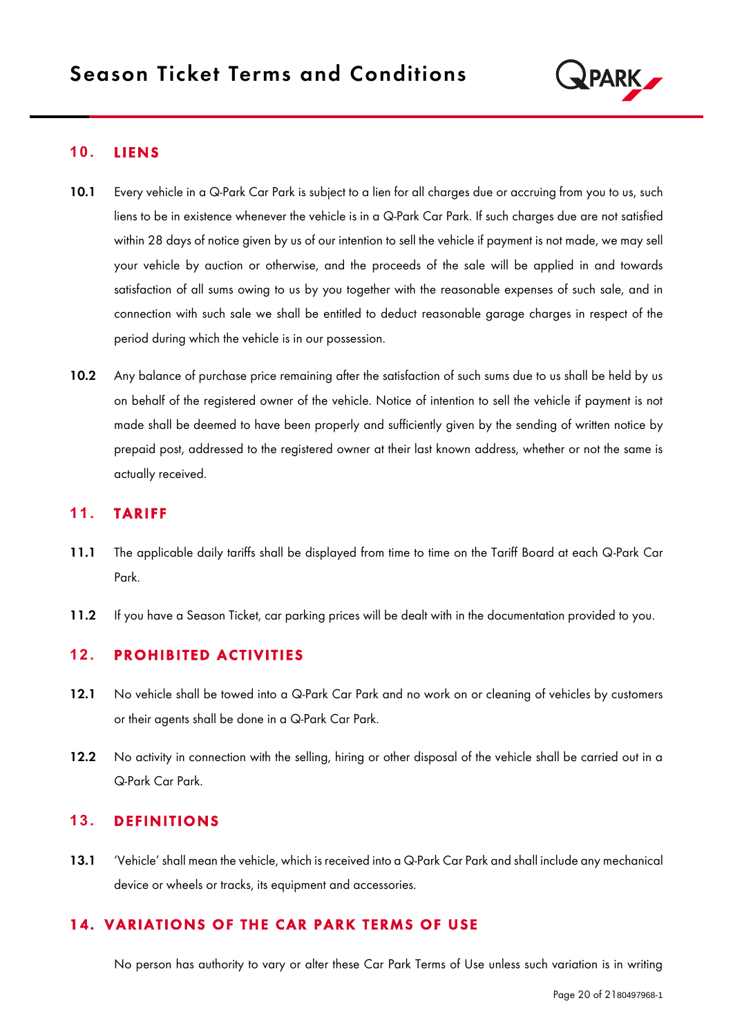## 10. LIENS

**10.1** Every vehicle in a Q-Park Car Park is subject to a lien for all charges due or accruing from you to us, such liens to be in existence whenever the vehicle is in a Q-Park Car Park. If such charges due are not satisfied within 28 days of notice given by us of our intention to sell the vehicle if payment is not made, we may sell your vehicle by auction or otherwise, and the proceeds of the sale will be applied in and towards satisfaction of all sums owing to us by you together with the reasonable expenses of such sale, and in connection with such sale we shall be entitled to deduct reasonable garage charges in respect of the period during which the vehicle is in our possession.

**10.2** Any balance of purchase price remaining after the satisfaction of such sums due to us shall be held by us on behalf of the registered owner of the vehicle. Notice of intention to sell the vehicle if payment is not made shall be deemed to have been properly and sufficiently given by the sending of written notice by prepaid post, addressed to the registered owner at their last known address, whether or not the same is actually received.

## 11. TARIFF

**11.1** The applicable daily tariffs shall be displayed from time to time on the Tariff Board at each Q-Park Car Park.

**11.2** If you have a Season Ticket, car parking prices will be dealt with in the documentation provided to you.

## 12. PROHIBITED ACTIVITIES

**12.1** No vehicle shall be towed into a Q-Park Car Park and no work on or cleaning of vehicles by customers or their agents shall be done in a Q-Park Car Park.

**12.2** No activity in connection with the selling, hiring or other disposal of the vehicle shall be carried out in a Q-Park Car Park.

## 13. DEFINITIONS

**13.1** 'Vehicle' shall mean the vehicle, which is received into a Q-Park Car Park and shall include any mechanical device or wheels or tracks, its equipment and accessories.

## 14. VARIATIONS OF THE CAR PARK TERMS OF USE

No person has authority to vary or alter these Car Park Terms of Use unless such variation is in writing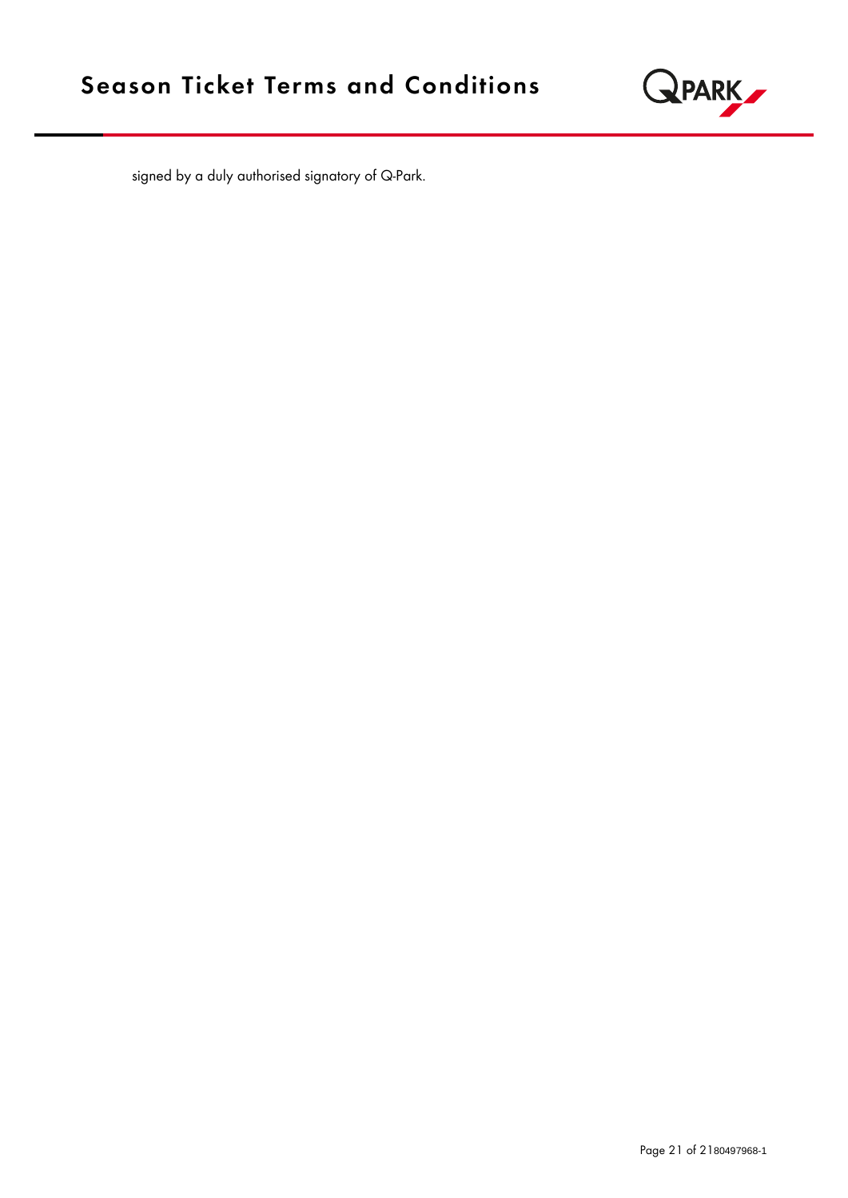signed by a duly authorised signatory of Q-Park.